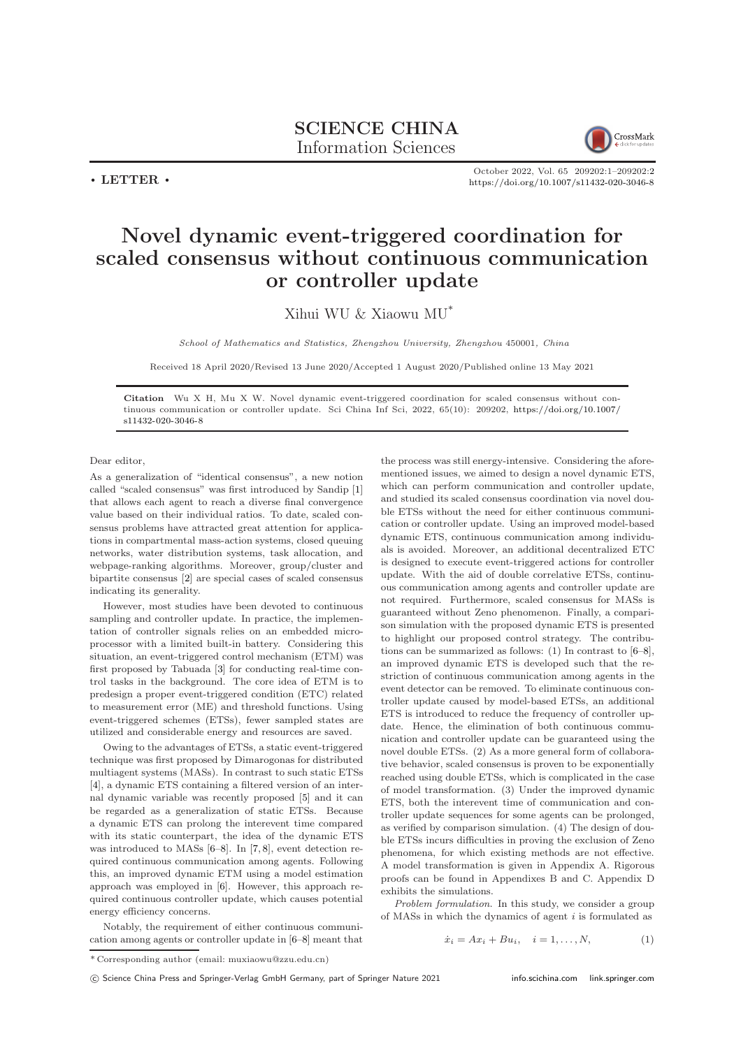**SCIENCE CHINA**
**Information Sciences**

• LETTER •

https://doi.org/10.1007/s11432-020-3046-8

# Novel dynamic event-triggered coordination for scaled consensus without continuous communication or controller update

Xihui WU & Xiaowu MU*

*School of Mathematics and Statistics, Zhengzhou University, Zhengzhou 450001, China*

Received 18 April 2020/Revised 13 June 2020/Accepted 1 August 2020/Published online 13 May 2021

**Citation** Wu X H, Mu X W. Novel dynamic event-triggered coordination for scaled consensus without continuous communication or controller update. Sci China Inf Sci, 2022, 65(10): 209202, https://doi.org/10.1007/s11432-020-3046-8

Dear editor,

As a generalization of "identical consensus", a new notion called "scaled consensus" was first introduced by Sandip [1] that allows each agent to reach a diverse final convergence value based on their individual ratios. To date, scaled consensus problems have attracted great attention for applications in compartmental mass-action systems, closed queuing networks, water distribution systems, task allocation, and webpage-ranking algorithms. Moreover, group/cluster and bipartite consensus [2] are special cases of scaled consensus indicating its generality.

However, most studies have been devoted to continuous sampling and controller update. In practice, the implementation of controller signals relies on an embedded microprocessor with a limited built-in battery. Considering this situation, an event-triggered control mechanism (ETM) was first proposed by Tabuada [3] for conducting real-time control tasks in the background. The core idea of ETM is to predesign a proper event-triggered condition (ETC) related to measurement error (ME) and threshold functions. Using event-triggered schemes (ETSs), fewer sampled states are utilized and considerable energy and resources are saved.

Owing to the advantages of ETSs, a static event-triggered technique was first proposed by Dimarogonas for distributed multiagent systems (MASs). In contrast to such static ETSs [4], a dynamic ETS containing a filtered version of an internal dynamic variable was recently proposed [5] and it can be regarded as a generalization of static ETSs. Because a dynamic ETS can prolong the interevent time compared with its static counterpart, the idea of the dynamic ETS was introduced to MASs [6–8]. In [7, 8], event detection required continuous communication among agents. Following this, an improved dynamic ETM using a model estimation approach was employed in [6]. However, this approach required continuous controller update, which causes potential energy efficiency concerns.

Notably, the requirement of either continuous communication among agents or controller update in [6–8] meant that the process was still energy-intensive. Considering the aforementioned issues, we aimed to design a novel dynamic ETS, which can perform communication and controller update, and studied its scaled consensus coordination via novel double ETSs without the need for either continuous communication or controller update. Using an improved model-based dynamic ETS, continuous communication among individuals is avoided. Moreover, an additional decentralized ETC is designed to execute event-triggered actions for controller update. With the aid of double correlative ETSs, continuous communication among agents and controller update are not required. Furthermore, scaled consensus for MASs is guaranteed without Zeno phenomenon. Finally, a comparison simulation with the proposed dynamic ETS is presented to highlight our proposed control strategy. The contributions can be summarized as follows: (1) In contrast to [6–8], an improved dynamic ETS is developed such that the restriction of continuous communication among agents in the event detector can be removed. To eliminate continuous controller update caused by model-based ETSs, an additional ETS is introduced to reduce the frequency of controller update. Hence, the elimination of both continuous communication and controller update can be guaranteed using the novel double ETSs. (2) As a more general form of collaborative behavior, scaled consensus is proven to be exponentially reached using double ETSs, which is complicated in the case of model transformation. (3) Under the improved dynamic ETS, both the interevent time of communication and controller update sequences for some agents can be prolonged, as verified by comparison simulation. (4) The design of double ETSs incurs difficulties in proving the exclusion of Zeno phenomena, for which existing methods are not effective. A model transformation is given in Appendix A. Rigorous proofs can be found in Appendixes B and C. Appendix D exhibits the simulations.

*Problem formulation.* In this study, we consider a group of MASs in which the dynamics of agent $i$ is formulated as

$$\dot{x}_i = Ax_i + Bu_i, \quad i = 1, \ldots, N, \tag{1}$$

* Corresponding author (email: muxiaowu@zzu.edu.cn)

© Science China Press and Springer-Verlag GmbH Germany, part of Springer Nature 2021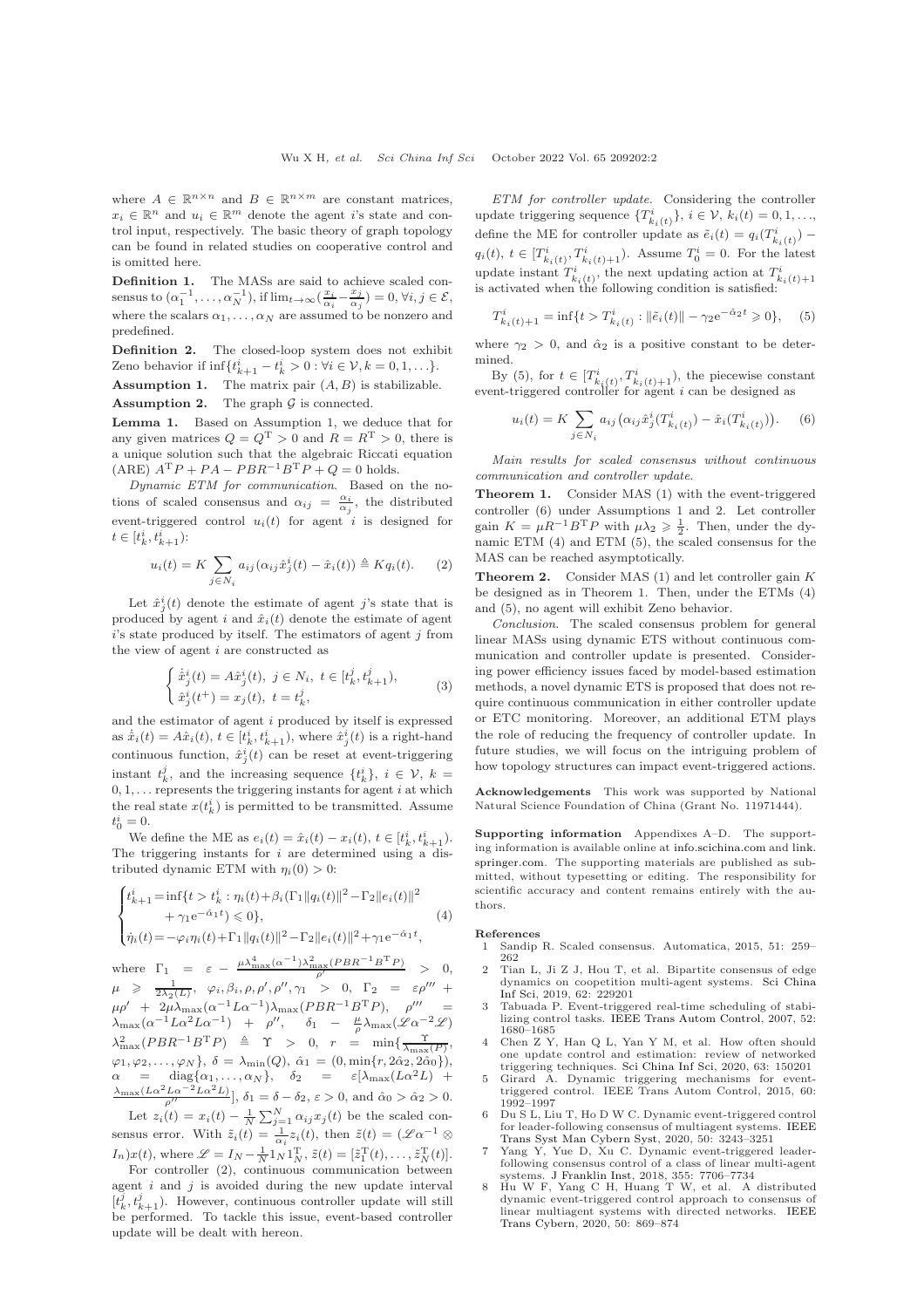where $A \in \mathbb{R}^{n\times n}$ and $B \in \mathbb{R}^{n\times m}$ are constant matrices, $x_i \in \mathbb{R}^n$ and $u_i \in \mathbb{R}^m$ denote the agent $i$'s state and control input, respectively. The basic theory of graph topology can be found in related studies on cooperative control and is omitted here.

**Definition 1.** The MASs are said to achieve scaled consensus to $(\alpha_1^{-1}, \ldots, \alpha_N^{-1})$, if $\lim_{t\to\infty}(\frac{x_i}{\alpha_i} - \frac{x_j}{\alpha_j}) = 0, \forall i, j \in \mathcal{E}$, where the scalars $\alpha_1, \ldots, \alpha_N$ are assumed to be nonzero and predefined.

**Definition 2.** The closed-loop system does not exhibit Zeno behavior if $\inf\{t^i_{k+1} - t^i_k > 0 : \forall i \in \mathcal{V}, k = 0, 1, \ldots\}$.

**Assumption 1.** The matrix pair $(A, B)$ is stabilizable.

**Assumption 2.** The graph $\mathcal{G}$ is connected.

**Lemma 1.** Based on Assumption 1, we deduce that for any given matrices $Q = Q^{\rm T} > 0$ and $R = R^{\rm T} > 0$, there is a unique solution such that the algebraic Riccati equation (ARE) $A^{\rm T}P + PA - PBR^{-1}B^{\rm T}P + Q = 0$ holds.

*Dynamic ETM for communication.* Based on the notions of scaled consensus and $\alpha_{ij} = \frac{\alpha_i}{\alpha_j}$, the distributed event-triggered control $u_i(t)$ for agent $i$ is designed for $t \in [t^i_k, t^i_{k+1})$:

$$u_i(t) = K \sum_{j\in N_i} a_{ij}(\alpha_{ij}\hat{x}^i_j(t) - \hat{x}_i(t)) \triangleq Kq_i(t). \quad (2)$$

Let $\hat{x}^i_j(t)$ denote the estimate of agent $j$'s state that is produced by agent $i$ and $\hat{x}_i(t)$ denote the estimate of agent $i$'s state produced by itself. The estimators of agent $j$ from the view of agent $i$ are constructed as

$$\begin{cases} \dot{\hat{x}}^i_j(t) = A\hat{x}^i_j(t),\ j \in N_i,\ t \in [t^j_k, t^j_{k+1}), \\ \hat{x}^i_j(t^+) = x_j(t),\ t = t^j_k, \end{cases} \quad (3)$$

and the estimator of agent $i$ produced by itself is expressed as $\dot{\hat{x}}_i(t) = A\hat{x}_i(t)$, $t \in [t^i_k, t^i_{k+1})$, where $\hat{x}^i_j(t)$ is a right-hand continuous function, $\hat{x}^i_j(t)$ can be reset at event-triggering instant $t^j_k$, and the increasing sequence $\{t^i_k\}$, $i \in \mathcal{V}$, $k = 0, 1, \ldots$ represents the triggering instants for agent $i$ at which the real state $x(t^i_k)$ is permitted to be transmitted. Assume $t^i_0 = 0$.

We define the ME as $e_i(t) = \hat{x}_i(t) - x_i(t)$, $t \in [t^i_k, t^i_{k+1})$. The triggering instants for $i$ are determined using a distributed dynamic ETM with $\eta_i(0) > 0$:

$$\begin{cases} t^i_{k+1} = \inf\{t > t^i_k : \eta_i(t) + \beta_i(\Gamma_1\|q_i(t)\|^2 - \Gamma_2\|e_i(t)\|^2 \\ \qquad + \gamma_1 {\rm e}^{-\hat{\alpha}_1 t}) \leqslant 0\}, \\ \dot{\eta}_i(t) = -\varphi_i\eta_i(t) + \Gamma_1\|q_i(t)\|^2 - \Gamma_2\|e_i(t)\|^2 + \gamma_1 {\rm e}^{-\hat{\alpha}_1 t}, \end{cases} \quad (4)$$

where $\Gamma_1 = \varepsilon - \frac{\mu\lambda^4_{\max}(\alpha^{-1})\lambda^2_{\max}(PBR^{-1}B^{\rm T}P)}{\rho'} > 0$, $\mu \geqslant \frac{1}{2\lambda_2(L)}$, $\varphi_i, \beta_i, \rho, \rho', \rho'', \gamma_1 > 0$, $\Gamma_2 = \varepsilon\rho''' + \mu\rho' + 2\mu\lambda_{\max}(\alpha^{-1}L\alpha^{-1})\lambda_{\max}(PBR^{-1}B^{\rm T}P)$, $\rho''' = \lambda_{\max}(\alpha^{-1}L\alpha^2L\alpha^{-1}) + \rho''$, $\delta_1 - \frac{\mu}{\rho}\lambda_{\max}(\mathscr{L}\alpha^{-2}\mathscr{L})$ $\lambda^2_{\max}(PBR^{-1}B^{\rm T}P) \triangleq \Upsilon > 0$, $r = \min\{\frac{\Upsilon}{\lambda_{\max}(P)}, \varphi_1, \varphi_2, \ldots, \varphi_N\}$, $\delta = \lambda_{\min}(Q)$, $\hat{\alpha}_1 = (0, \min\{r, 2\hat{\alpha}_2, 2\hat{\alpha}_0\})$, $\alpha = {\rm diag}\{\alpha_1, \ldots, \alpha_N\}$, $\delta_2 = \varepsilon[\lambda_{\max}(L\alpha^2L) + \frac{\lambda_{\max}(L\alpha^2L\alpha^{-2}L\alpha^2L)}{\rho''}]$, $\delta_1 = \delta - \delta_2$, $\varepsilon > 0$, and $\hat{\alpha}_0 > \hat{\alpha}_2 > 0$.

Let $z_i(t) = x_i(t) - \frac{1}{N}\sum_{j=1}^N \alpha_{ij}x_j(t)$ be the scaled consensus error. With $\tilde{z}_i(t) = \frac{1}{\alpha_i}z_i(t)$, then $\tilde{z}(t) = (\mathscr{L}\alpha^{-1} \otimes I_n)x(t)$, where $\mathscr{L} = I_N - \frac{1}{N}1_N1_N^{\rm T}$, $\tilde{z}(t) = [\tilde{z}^{\rm T}_1(t), \ldots, \tilde{z}^{\rm T}_N(t)]$.

For controller (2), continuous communication between agent $i$ and $j$ is avoided during the new update interval $[t^j_k, t^j_{k+1})$. However, continuous controller update will still be performed. To tackle this issue, event-based controller update will be dealt with hereon.

*ETM for controller update.* Considering the controller update triggering sequence $\{T^i_{k_i(t)}\}$, $i \in \mathcal{V}$, $k_i(t) = 0, 1, \ldots$, define the ME for controller update as $\tilde{e}_i(t) = q_i(T^i_{k_i(t)}) - q_i(t)$, $t \in [T^i_{k_i(t)}, T^i_{k_i(t)+1})$. Assume $T^i_0 = 0$. For the latest update instant $T^i_{k_i(t)}$, the next updating action at $T^i_{k_i(t)+1}$ is activated when the following condition is satisfied:

$$T^i_{k_i(t)+1} = \inf\{t > T^i_{k_i(t)} : \|\tilde{e}_i(t)\| - \gamma_2{\rm e}^{-\hat{\alpha}_2 t} \geqslant 0\}, \quad (5)$$

where $\gamma_2 > 0$, and $\hat{\alpha}_2$ is a positive constant to be determined.

By (5), for $t \in [T^i_{k_i(t)}, T^i_{k_i(t)+1})$, the piecewise constant event-triggered controller for agent $i$ can be designed as

$$u_i(t) = K \sum_{j\in N_i} a_{ij}\big(\alpha_{ij}\hat{x}^i_j(T^i_{k_i(t)}) - \hat{x}_i(T^i_{k_i(t)})\big). \quad (6)$$

*Main results for scaled consensus without continuous communication and controller update.*

**Theorem 1.** Consider MAS (1) with the event-triggered controller (6) under Assumptions 1 and 2. Let controller gain $K = \mu R^{-1}B^{\rm T}P$ with $\mu\lambda_2 \geqslant \frac{1}{2}$. Then, under the dynamic ETM (4) and ETM (5), the scaled consensus for the MAS can be reached asymptotically.

**Theorem 2.** Consider MAS (1) and let controller gain $K$ be designed as in Theorem 1. Then, under the ETMs (4) and (5), no agent will exhibit Zeno behavior.

*Conclusion.* The scaled consensus problem for general linear MASs using dynamic ETS without continuous communication and controller update is presented. Considering power efficiency issues faced by model-based estimation methods, a novel dynamic ETS is proposed that does not require continuous communication in either controller update or ETC monitoring. Moreover, an additional ETM plays the role of reducing the frequency of controller update. In future studies, we will focus on the intriguing problem of how topology structures can impact event-triggered actions.

**Acknowledgements** This work was supported by National Natural Science Foundation of China (Grant No. 11971444).

**Supporting information** Appendixes A–D. The supporting information is available online at info.scichina.com and link.springer.com. The supporting materials are published as submitted, without typesetting or editing. The responsibility for scientific accuracy and content remains entirely with the authors.

**References**

1. Sandip R. Scaled consensus. Automatica, 2015, 51: 259–262
2. Tian L, Ji Z J, Hou T, et al. Bipartite consensus of edge dynamics on coopetition multi-agent systems. Sci China Inf Sci, 2019, 62: 229201
3. Tabuada P. Event-triggered real-time scheduling of stabilizing control tasks. IEEE Trans Autom Control, 2007, 52: 1680–1685
4. Chen Z Y, Han Q L, Yan Y M, et al. How often should one update control and estimation: review of networked triggering techniques. Sci China Inf Sci, 2020, 63: 150201
5. Girard A. Dynamic triggering mechanisms for event-triggered control. IEEE Trans Autom Control, 2015, 60: 1992–1997
6. Du S L, Liu T, Ho D W C. Dynamic event-triggered control for leader-following consensus of multiagent systems. IEEE Trans Syst Man Cybern Syst, 2020, 50: 3243–3251
7. Yang Y, Yue D, Xu C. Dynamic event-triggered leader-following consensus control of a class of linear multi-agent systems. J Franklin Inst, 2018, 355: 7706–7734
8. Hu W F, Yang C H, Huang T W, et al. A distributed dynamic event-triggered control approach to consensus of linear multiagent systems with directed networks. IEEE Trans Cybern, 2020, 50: 869–874